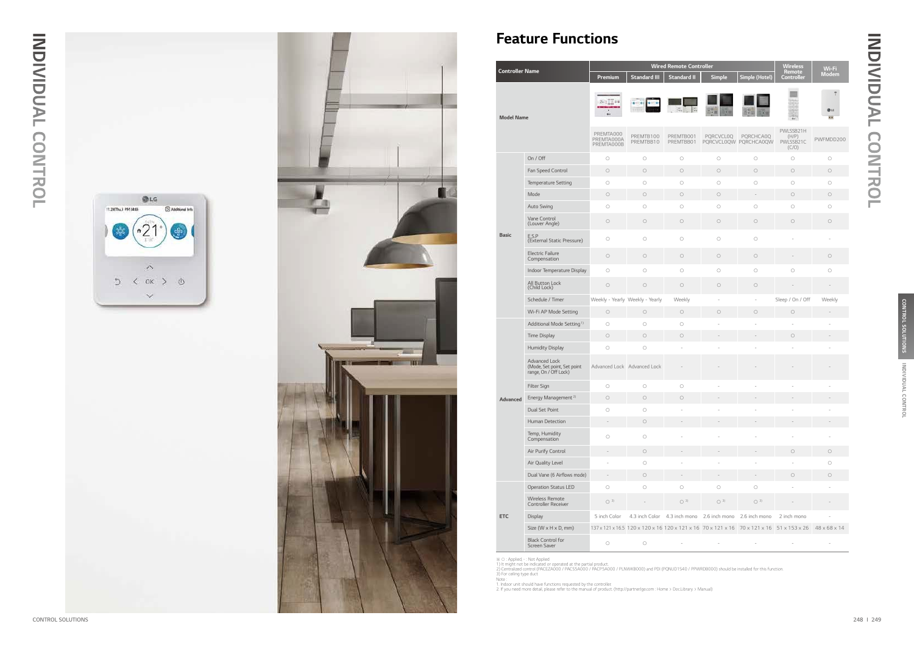# Feature Functions

| Controller Name | | Wired Remote Controller | | | | | Wireless Remote Controller | Wi-Fi Modem |
|---|---|---|---|---|---|---|---|---|
| | | Premium | Standard III | Standard II | Simple | Simple (Hotel) | | |
| Model Name | | PREMTA000 PREMTA000A PREMTA000B | PREMTB100 PREMTB810 | PREMTB001 PREMTBB01 | PQRCVCL0Q PQRCVCL0QW | PQRCHCA0Q PQRCHCA0QW | PWLSSB21H (H/P) PWLSSB21C (C/O) | PWFMDD200 |
| Basic | On / Off | ○ | ○ | ○ | ○ | ○ | ○ | ○ |
| | Fan Speed Control | ○ | ○ | ○ | ○ | ○ | ○ | ○ |
| | Temperature Setting | ○ | ○ | ○ | ○ | ○ | ○ | ○ |
| | Mode | ○ | ○ | ○ | ○ | - | ○ | ○ |
| | Auto Swing | ○ | ○ | ○ | ○ | ○ | ○ | ○ |
| | Vane Control (Louver Angle) | ○ | ○ | ○ | ○ | ○ | ○ | ○ |
| | E.S.P (External Static Pressure) | ○ | ○ | ○ | ○ | ○ | - | - |
| | Electric Failure Compensation | ○ | ○ | ○ | ○ | ○ | - | ○ |
| | Indoor Temperature Display | ○ | ○ | ○ | ○ | ○ | ○ | ○ |
| | All Button Lock (Child Lock) | ○ | ○ | ○ | ○ | ○ | - | - |
| | Schedule / Timer | Weekly - Yearly | Weekly - Yearly | Weekly | - | - | Sleep / On / Off | Weekly |
| | Wi-Fi AP Mode Setting | ○ | ○ | ○ | ○ | ○ | ○ | - |
| Advanced | Additional Mode Setting[1] | ○ | ○ | ○ | - | - | - | - |
| | Time Display | ○ | ○ | ○ | - | - | ○ | - |
| | Humidity Display | ○ | ○ | - | - | - | - | - |
| | Advanced Lock (Mode, Set point, Set point range, On / Off Lock) | Advanced Lock | Advanced Lock | - | - | - | - | - |
| | Filter Sign | ○ | ○ | ○ | - | - | - | - |
| | Energy Management[2] | ○ | ○ | ○ | - | - | - | - |
| | Dual Set Point | ○ | ○ | - | - | - | - | - |
| | Human Detection | - | ○ | - | - | - | - | - |
| | Temp, Humidity Compensation | ○ | ○ | - | - | - | - | - |
| | Air Purify Control | - | ○ | - | - | - | ○ | ○ |
| | Air Quality Level | - | ○ | - | - | - | - | ○ |
| | Dual Vane (6 Airflows mode) | - | ○ | - | - | - | ○ | ○ |
| ETC | Operation Status LED | ○ | ○ | ○ | ○ | ○ | - | - |
| | Wireless Remote Controller Receiver | ○[3] | - | ○[3] | ○[3] | ○[3] | - | - |
| | Display | 5 inch Color | 4.3 inch Color | 4.3 inch mono | 2.6 inch mono | 2.6 inch mono | 2 inch mono | - |
| | Size (W x H x D, mm) | 137 x 121 x 16.5 | 120 x 120 x 16 | 120 x 121 x 16 | 70 x 121 x 16 | 70 x 121 x 16 | 51 x 153 x 26 | 48 x 68 x 14 |
| | Black Control for Screen Saver | ○ | ○ | - | - | - | - | - |

※ ○ : Applied, - : Not Applied
1) It might not be indicated or operated at the partial product.
2) Centralized control (PACEZA000 / PACS5A000 / PACP5A000 / PLNWKB000) and PDI (PQNUD1S40 / PPWRDB000) should be installed for this function.
3) For ceiling type duct

Note :
1. Indoor unit should have functions requested by the controller.
2. If you need more detail, please refer to the manual of product. (http://partner.lge.com : Home > Doc.Library > Manual)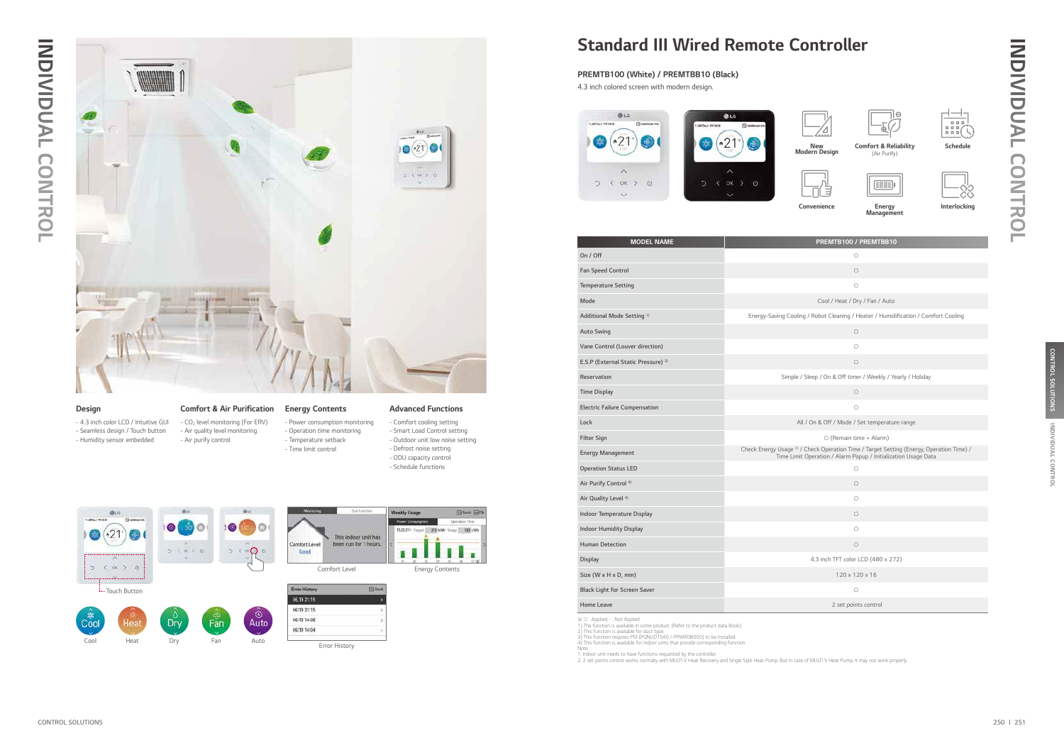# Standard III Wired Remote Controller

**PREMTB100 (White) / PREMTBB10 (Black)**

4.3 inch colored screen with modern design.

New Modern Design

Comfort & Reliability (Air Purify)

Schedule

Convenience

Energy Management

Interlocking

### Design

- 4.3 inch color LCD / Intuitive GUI
- Seamless design / Touch button
- Humidity sensor embedded

### Comfort & Air Purification

- $CO_2$ level monitoring (For ERV)
- Air quality level monitoring
- Air purify control

### Energy Contents

- Power consumption monitoring
- Operation time monitoring
- Temperature setback
- Time limit control

### Advanced Functions

- Comfort cooling setting
- Smart Load Control setting
- Outdoor unit low noise setting
- Defrost noise setting
- ODU capacity control
- Schedule functions

Touch Button

Cool | Heat | Dry | Fan | Auto

Comfort Level

Energy Contents

Error History

| MODEL NAME | PREMTB100 / PREMTBB10 |
|---|---|
| On / Off | ○ |
| Fan Speed Control | ○ |
| Temperature Setting | ○ |
| Mode | Cool / Heat / Dry / Fan / Auto |
| Additional Mode Setting [1] | Energy-Saving Cooling / Robot Cleaning / Heater / Humidification / Comfort Cooling |
| Auto Swing | ○ |
| Vane Control (Louver direction) | ○ |
| E.S.P (External Static Pressure) [2] | ○ |
| Reservation | Simple / Sleep / On & Off timer / Weekly / Yearly / Holiday |
| Time Display | ○ |
| Electric Failure Compensation | ○ |
| Lock | All / On & Off / Mode / Set temperature range |
| Filter Sign | ○ (Remain time + Alarm) |
| Energy Management | Check Energy Usage [3] / Check Operation Time / Target Setting (Energy, Operation Time) / Time Limit Operation / Alarm Popup / Initialization Usage Data |
| Operation Status LED | ○ |
| Air Purify Control [4] | ○ |
| Air Quality Level [4] | ○ |
| Indoor Temperature Display | ○ |
| Indoor Humidity Display | ○ |
| Human Detection | ○ |
| Display | 4.3 inch TFT color LCD (480 x 272) |
| Size (W x H x D, mm) | 120 x 120 x 16 |
| Black Light for Screen Saver | ○ |
| Home Leave | 2 set points control |

※ ○ : Applied, - : Not Applied
1) The function is available in some product. (Refer to the product data Book).
2) This function is available for duct type.
3) This function requires PDI (PQNUD1S40 / PPWRDB000) to be installed.
4) This function is available for indoor units that provide corresponding function.
Note :
1. Indoor unit needs to have functions requested by the controller.
2. 2 set points control works normally with MULTI V Heat Recovery and Single Split Heat Pump. But in case of MULTI V Heat Pump, It may not work properly.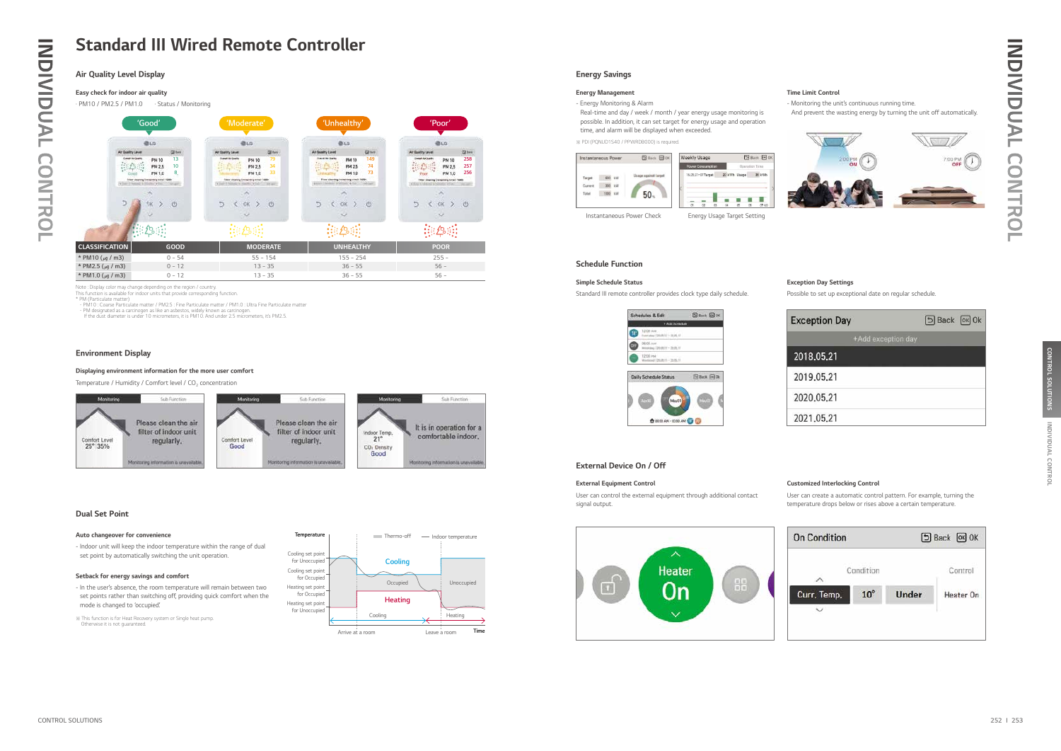# Standard III Wired Remote Controller

## Air Quality Level Display

**Easy check for indoor air quality**

· PM10 / PM2.5 / PM1.0 · Status / Monitoring

'Good' 'Moderate' 'Unhealthy' 'Poor'

| CLASSIFICATION | GOOD | MODERATE | UNHEALTHY | POOR |
|---|---|---|---|---|
| * PM10 (㎍ / m3) | 0 - 54 | 55 - 154 | 155 - 254 | 255 - |
| * PM2.5 (㎍ / m3) | 0 - 12 | 13 - 35 | 36 - 55 | 56 - |
| * PM1.0 (㎍ / m3) | 0 - 12 | 13 - 35 | 36 - 55 | 56 - |

Note : Display color may change depending on the region / country.
This function is available for indoor units that provide corresponding function.
* PM (Particulate matter)
- PM10 : Coarse Particulate matter / PM2.5 : Fine Particulate matter / PM1.0 : Ultra Fine Particulate matter
- PM designated as a carcinogen as like an asbestos, widely known as carcinogen.
If the dust diameter is under 10 micrometers, it is PM10. And under 2.5 micrometers, it's PM2.5.

## Environment Display

**Displaying environment information for the more user comfort**

Temperature / Humidity / Comfort level / $CO_2$ concentration

## Dual Set Point

**Auto changeover for convenience**

- Indoor unit will keep the indoor temperature within the range of dual set point by automatically switching the unit operation.

**Setback for energy savings and comfort**

- In the user's absence, the room temperature will remain between two set points rather than switching off, providing quick comfort when the mode is changed to 'occupied'.

※ This function is for Heat Recovery system or Single heat pump. Otherwise it is not guaranteed.

## Energy Savings

**Energy Management**

- Energy Monitoring & Alarm
Real-time and day / week / month / year energy usage monitoring is possible. In addition, it can set target for energy usage and operation time, and alarm will be displayed when exceeded.

※ PDI (PQNUD1S40 / PPWRDB000) is required.

Instantaneous Power Check

Energy Usage Target Setting

**Time Limit Control**

- Monitoring the unit's continuous running time.
And prevent the wasting energy by turning the unit off automatically.

## Schedule Function

**Simple Schedule Status**

Standard III remote controller provides clock type daily schedule.

**Exception Day Settings**

Possible to set up exceptional date on regular schedule.

## External Device On / Off

**External Equipment Control**

User can control the external equipment through additional contact signal output.

**Customized Interlocking Control**

User can create a automatic control pattern. For example, turning the temperature drops below or rises above a certain temperature.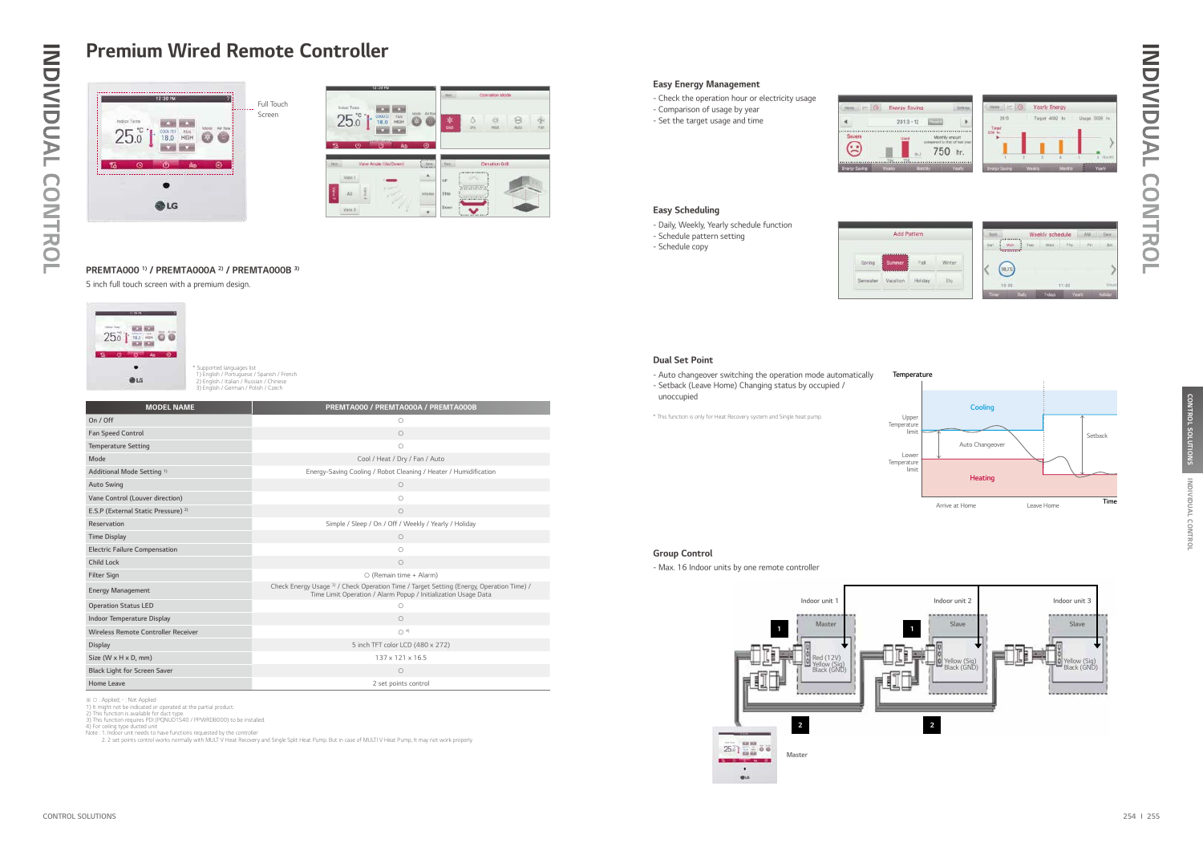# Premium Wired Remote Controller

Full Touch Screen

## PREMTA000 [1] / PREMTA000A [2] / PREMTA000B [3]

5 inch full touch screen with a premium design.

* Supported languages list
1) English / Portuguese / Spanish / French
2) English / Italian / Russian / Chinese
3) English / German / Polish / Czech

| MODEL NAME | PREMTA000 / PREMTA000A / PREMTA000B |
|---|---|
| On / Off | ○ |
| Fan Speed Control | ○ |
| Temperature Setting | ○ |
| Mode | Cool / Heat / Dry / Fan / Auto |
| Additional Mode Setting [1] | Energy-Saving Cooling / Robot Cleaning / Heater / Humidification |
| Auto Swing | ○ |
| Vane Control (Louver direction) | ○ |
| E.S.P (External Static Pressure) [2] | ○ |
| Reservation | Simple / Sleep / On / Off / Weekly / Yearly / Holiday |
| Time Display | ○ |
| Electric Failure Compensation | ○ |
| Child Lock | ○ |
| Filter Sign | ○ (Remain time + Alarm) |
| Energy Management | Check Energy Usage [3] / Check Operation Time / Target Setting (Energy, Operation Time) / Time Limit Operation / Alarm Popup / Initialization Usage Data |
| Operation Status LED | ○ |
| Indoor Temperature Display | ○ |
| Wireless Remote Controller Receiver | ○ [4] |
| Display | 5 inch TFT color LCD (480 x 272) |
| Size (W x H x D, mm) | 137 x 121 x 16.5 |
| Black Light for Screen Saver | ○ |
| Home Leave | 2 set points control |

※ ○ : Applied, - : Not Applied
1) It might not be indicated or operated at the partial product.
2) This function is available for duct type.
3) This function requires PDI (PQNUD1S40 / PPWRDB000) to be installed
4) For ceiling type ducted unit
Note : 1. Indoor unit needs to have functions requested by the controller
2. 2 set points control works normally with MULTI V Heat Recovery and Single Split Heat Pump. But in case of MULTI V Heat Pump, It may not work properly

### Easy Energy Management

- Check the operation hour or electricity usage
- Comparison of usage by year
- Set the target usage and time

### Easy Scheduling

- Daily, Weekly, Yearly schedule function
- Schedule pattern setting
- Schedule copy

### Dual Set Point

- Auto changeover switching the operation mode automatically
- Setback (Leave Home) Changing status by occupied / unoccupied

* This function is only for Heat Recovery system and Single heat pump.

Temperature: Cooling, Upper Temperature limit, Auto Changeover, Setback, Lower Temperature limit, Heating, Arrive at Home, Leave Home, Time

### Group Control

- Max. 16 Indoor units by one remote controller

Indoor unit 1 (Master) — Red (12V), Yellow (Sig), Black (GND); Indoor unit 2 (Slave) — Yellow (Sig), Black (GND); Indoor unit 3 (Slave) — Yellow (Sig), Black (GND); Master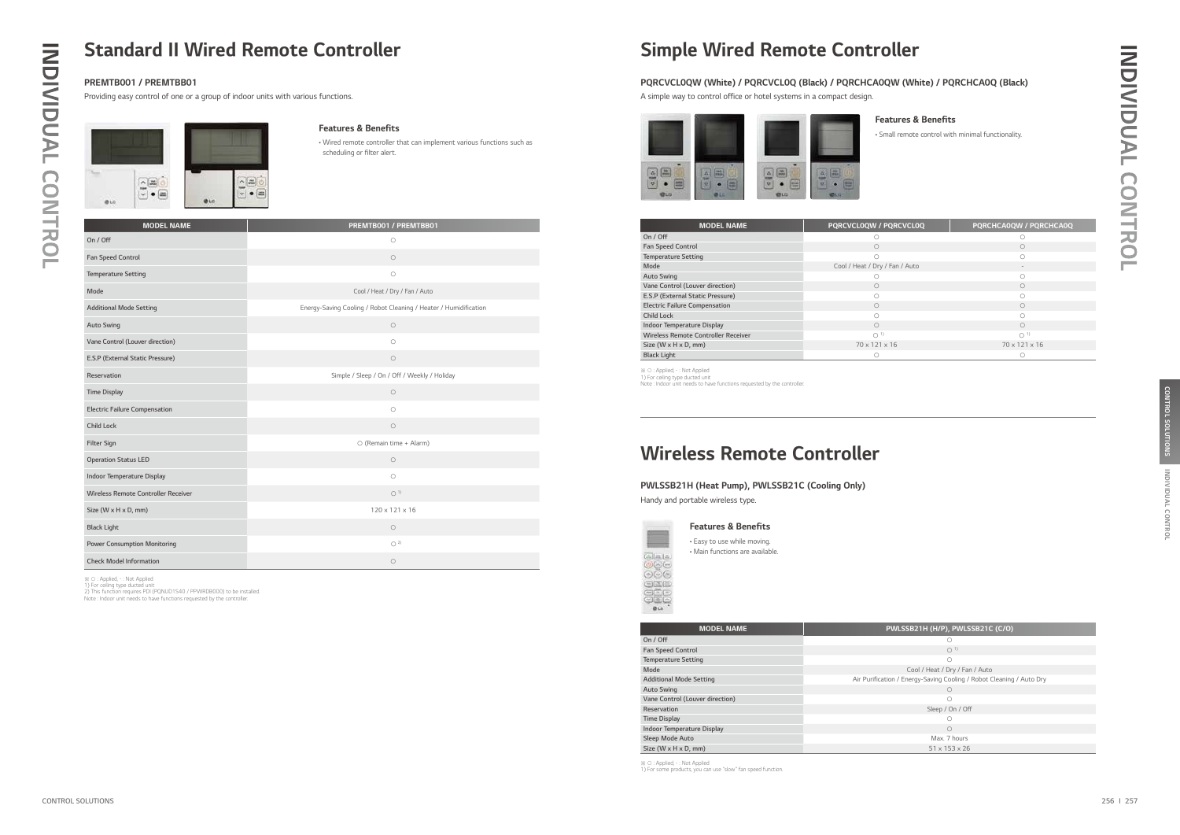## Standard II Wired Remote Controller

### PREMTB001 / PREMTBB01

Providing easy control of one or a group of indoor units with various functions.

#### Features & Benefits

- Wired remote controller that can implement various functions such as scheduling or filter alert.

| MODEL NAME | PREMTB001 / PREMTBB01 |
| --- | --- |
| On / Off | ○ |
| Fan Speed Control | ○ |
| Temperature Setting | ○ |
| Mode | Cool / Heat / Dry / Fan / Auto |
| Additional Mode Setting | Energy-Saving Cooling / Robot Cleaning / Heater / Humidification |
| Auto Swing | ○ |
| Vane Control (Louver direction) | ○ |
| E.S.P (External Static Pressure) | ○ |
| Reservation | Simple / Sleep / On / Off / Weekly / Holiday |
| Time Display | ○ |
| Electric Failure Compensation | ○ |
| Child Lock | ○ |
| Filter Sign | ○ (Remain time + Alarm) |
| Operation Status LED | ○ |
| Indoor Temperature Display | ○ |
| Wireless Remote Controller Receiver | ○ [1] |
| Size (W x H x D, mm) | 120 x 121 x 16 |
| Black Light | ○ |
| Power Consumption Monitoring | ○ [2] |
| Check Model Information | ○ |

※ ○ : Applied, - : Not Applied
1) For ceiling type ducted unit
2) This function requires PDI (PQNUD1S40 / PPWRDB000) to be installed.
Note : Indoor unit needs to have functions requested by the controller.

## Simple Wired Remote Controller

### PQRCVCL0QW (White) / PQRCVCL0Q (Black) / PQRCHCA0QW (White) / PQRCHCA0Q (Black)

A simple way to control office or hotel systems in a compact design.

#### Features & Benefits

- Small remote control with minimal functionality.

| MODEL NAME | PQRCVCL0QW / PQRCVCL0Q | PQRCHCA0QW / PQRCHCA0Q |
| --- | --- | --- |
| On / Off | ○ | ○ |
| Fan Speed Control | ○ | ○ |
| Temperature Setting | ○ | ○ |
| Mode | Cool / Heat / Dry / Fan / Auto | - |
| Auto Swing | ○ | ○ |
| Vane Control (Louver direction) | ○ | ○ |
| E.S.P (External Static Pressure) | ○ | ○ |
| Electric Failure Compensation | ○ | ○ |
| Child Lock | ○ | ○ |
| Indoor Temperature Display | ○ | ○ |
| Wireless Remote Controller Receiver | ○ [1] | ○ [1] |
| Size (W x H x D, mm) | 70 x 121 x 16 | 70 x 121 x 16 |
| Black Light | ○ | ○ |

※ ○ : Applied, - : Not Applied
1) For ceiling type ducted unit
Note : Indoor unit needs to have functions requested by the controller.

## Wireless Remote Controller

### PWLSSB21H (Heat Pump), PWLSSB21C (Cooling Only)

Handy and portable wireless type.

#### Features & Benefits

- Easy to use while moving.
- Main functions are available.

| MODEL NAME | PWLSSB21H (H/P), PWLSSB21C (C/O) |
| --- | --- |
| On / Off | ○ |
| Fan Speed Control | ○ [1] |
| Temperature Setting | ○ |
| Mode | Cool / Heat / Dry / Fan / Auto |
| Additional Mode Setting | Air Purification / Energy-Saving Cooling / Robot Cleaning / Auto Dry |
| Auto Swing | ○ |
| Vane Control (Louver direction) | ○ |
| Reservation | Sleep / On / Off |
| Time Display | ○ |
| Indoor Temperature Display | ○ |
| Sleep Mode Auto | Max. 7 hours |
| Size (W x H x D, mm) | 51 x 153 x 26 |

※ ○ : Applied, - : Not Applied
1) For some products, you can use "slow" fan speed function.